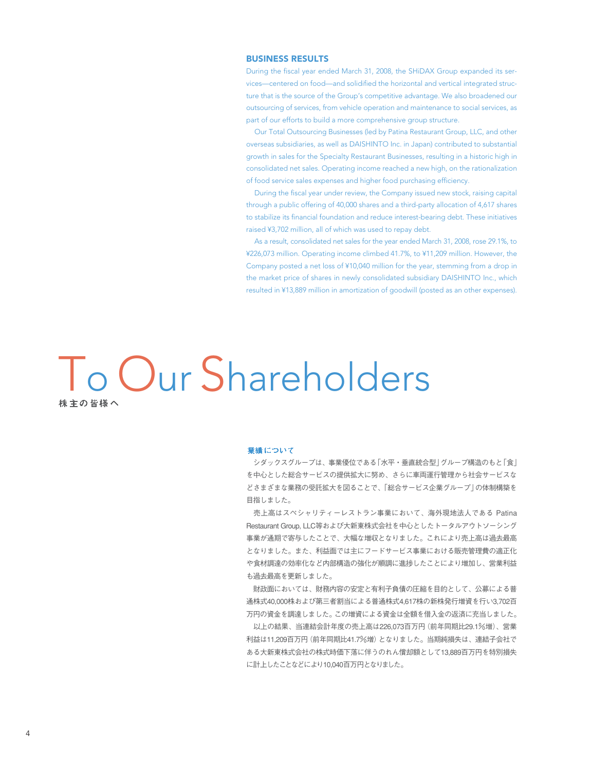## BUSINESS RESULTS

During the fiscal year ended March 31, 2008, the SHiDAX Group expanded its services—centered on food—and solidified the horizontal and vertical integrated structure that is the source of the Group's competitive advantage. We also broadened our outsourcing of services, from vehicle operation and maintenance to social services, as part of our efforts to build a more comprehensive group structure.

Our Total Outsourcing Businesses (led by Patina Restaurant Group, LLC, and other overseas subsidiaries, as well as DAISHINTO Inc. in Japan) contributed to substantial growth in sales for the Specialty Restaurant Businesses, resulting in a historic high in consolidated net sales. Operating income reached a new high, on the rationalization of food service sales expenses and higher food purchasing efficiency.

During the fiscal year under review, the Company issued new stock, raising capital through a public offering of 40,000 shares and a third-party allocation of 4,617 shares to stabilize its financial foundation and reduce interest-bearing debt. These initiatives raised ¥3,702 million, all of which was used to repay debt.

As a result, consolidated net sales for the year ended March 31, 2008, rose 29.1%, to ¥226,073 million. Operating income climbed 41.7%, to ¥11,209 million. However, the Company posted a net loss of ¥10,040 million for the year, stemming from a drop in the market price of shares in newly consolidated subsidiary DAISHINTO Inc., which resulted in ¥13,889 million in amortization of goodwill (posted as an other expenses).

# To Our Shareholders

株主の皆様へ

## 業績について

シダックスグループは、事業優位である「水平・垂直統合型」グループ構造のもと「食」を中心とした総合サービスの提供拡大に努め、さらに車両運行管理から社会サービスなどさまざまな業務の受託拡大を図ることで、「総合サービス企業グループ」の体制構築を目指しました。

売上高はスペシャリティーレストラン事業において、海外現地法人である Patina Restaurant Group, LLC等および大新東株式会社を中心としたトータルアウトソーシング事業が通期で寄与したことで、大幅な増収となりました。これにより売上高は過去最高となりました。また、利益面では主にフードサービス事業における販売管理費の適正化や食材調達の効率化など内部構造の強化が順調に進捗したことにより増加し、営業利益も過去最高を更新しました。

財政面においては、財務内容の安定と有利子負債の圧縮を目的として、公募による普通株式40,000株および第三者割当による普通株式4,617株の新株発行増資を行い3,702百万円の資金を調達しました。この増資による資金は全額を借入金の返済に充当しました。

以上の結果、当連結会計年度の売上高は226,073百万円（前年同期比29.1%増）、営業利益は11,209百万円（前年同期比41.7%増）となりました。当期純損失は、連結子会社である大新東株式会社の株式時価下落に伴うのれん償却額として13,889百万円を特別損失に計上したことなどにより10,040百万円となりました。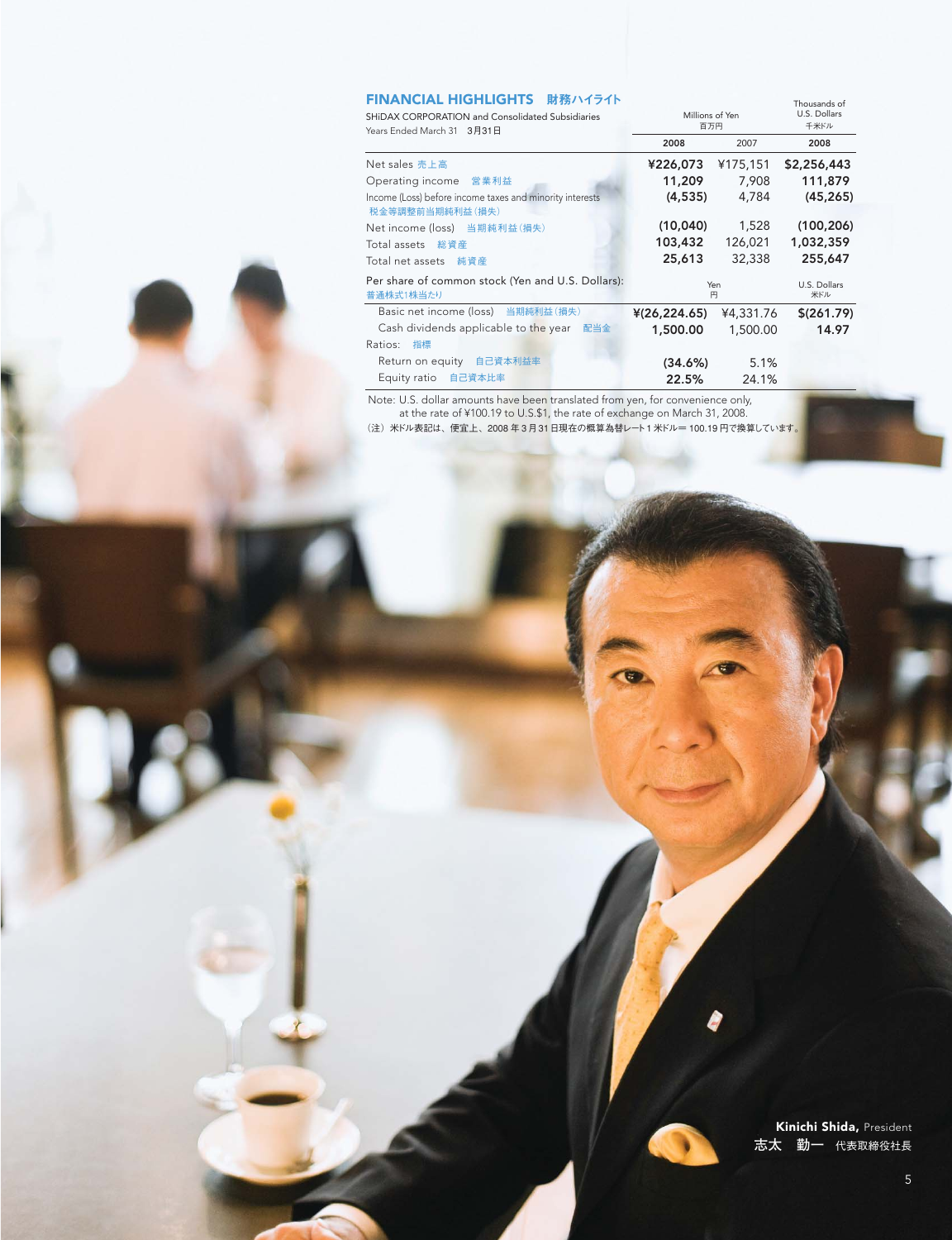## FINANCIAL HIGHLIGHTS 財務ハイライト

SHiDAX CORPORATION and Consolidated Subsidiaries
Years Ended March 31 3月31日

| | Millions of Yen 百万円 | | Thousands of U.S. Dollars 千米ドル |
|---|---|---|---|
| | 2008 | 2007 | 2008 |
| Net sales 売上高 | ¥226,073 | ¥175,151 | $2,256,443 |
| Operating income 営業利益 | 11,209 | 7,908 | 111,879 |
| Income (Loss) before income taxes and minority interests 税金等調整前当期純利益（損失） | (4,535) | 4,784 | (45,265) |
| Net income (loss) 当期純利益（損失） | (10,040) | 1,528 | (100,206) |
| Total assets 総資産 | 103,432 | 126,021 | 1,032,359 |
| Total net assets 純資産 | 25,613 | 32,338 | 255,647 |
| Per share of common stock (Yen and U.S. Dollars): 普通株式1株当たり | Yen 円 | | U.S. Dollars 米ドル |
| Basic net income (loss) 当期純利益（損失） | ¥(26,224.65) | ¥4,331.76 | $(261.79) |
| Cash dividends applicable to the year 配当金 | 1,500.00 | 1,500.00 | 14.97 |
| Ratios: 指標 | | | |
| Return on equity 自己資本利益率 | (34.6%) | 5.1% | |
| Equity ratio 自己資本比率 | 22.5% | 24.1% | |

Note: U.S. dollar amounts have been translated from yen, for convenience only, at the rate of ¥100.19 to U.S.$1, the rate of exchange on March 31, 2008.
（注）米ドル表記は、便宜上、2008年3月31日現在の概算為替レート1米ドル＝100.19円で換算しています。

**Kinichi Shida,** President
志太　勤一　代表取締役社長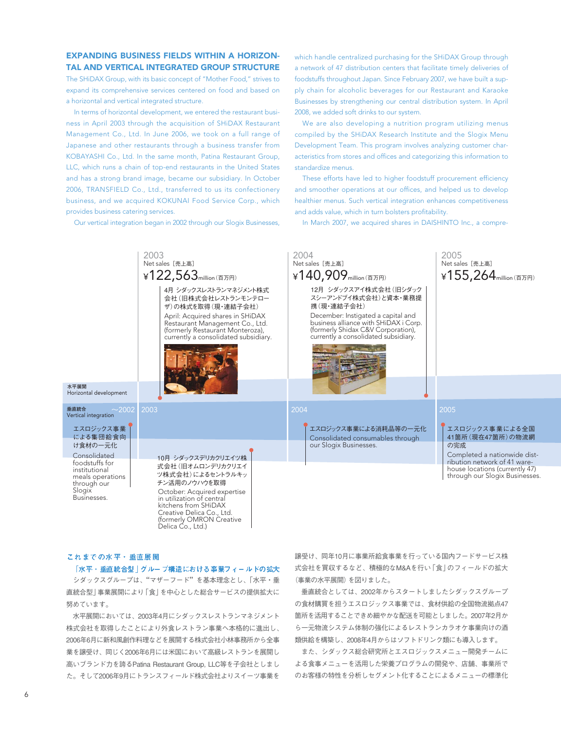## EXPANDING BUSINESS FIELDS WITHIN A HORIZONTAL AND VERTICAL INTEGRATED GROUP STRUCTURE

The SHiDAX Group, with its basic concept of "Mother Food," strives to expand its comprehensive services centered on food and based on a horizontal and vertical integrated structure.

In terms of horizontal development, we entered the restaurant business in April 2003 through the acquisition of SHiDAX Restaurant Management Co., Ltd. In June 2006, we took on a full range of Japanese and other restaurants through a business transfer from KOBAYASHI Co., Ltd. In the same month, Patina Restaurant Group, LLC, which runs a chain of top-end restaurants in the United States and has a strong brand image, became our subsidiary. In October 2006, TRANSFIELD Co., Ltd., transferred to us its confectionery business, and we acquired KOKUNAI Food Service Corp., which provides business catering services.

Our vertical integration began in 2002 through our Slogix Businesses, which handle centralized purchasing for the SHiDAX Group through a network of 47 distribution centers that facilitate timely deliveries of foodstuffs throughout Japan. Since February 2007, we have built a supply chain for alcoholic beverages for our Restaurant and Karaoke Businesses by strengthening our central distribution system. In April 2008, we added soft drinks to our system.

We are also developing a nutrition program utilizing menus compiled by the SHiDAX Research Institute and the Slogix Menu Development Team. This program involves analyzing customer characteristics from stores and offices and categorizing this information to standardize menus.

These efforts have led to higher foodstuff procurement efficiency and smoother operations at our offices, and helped us to develop healthier menus. Such vertical integration enhances competitiveness and adds value, which in turn bolsters profitability.

In March 2007, we acquired shares in DAISHINTO Inc., a compre-

---

**2003** Net sales［売上高］ ¥122,563 million（百万円）

**2004** Net sales［売上高］ ¥140,909 million（百万円）

**2005** Net sales［売上高］ ¥155,264 million（百万円）

**水平展開 Horizontal development**

- 2003: 4月 シダックスレストランマネジメント株式会社（旧株式会社レストランモンテローザ）の株式を取得（現・連結子会社）
  April: Acquired shares in SHiDAX Restaurant Management Co., Ltd. (formerly Restaurant Monteroza), currently a consolidated subsidiary.
- 2004: 12月 シダックスアイ株式会社（旧シダックスシーアンドブイ株式会社）と資本・業務提携（現・連結子会社）
  December: Instigated a capital and business alliance with SHiDAX i Corp. (formerly Shidax C&V Corporation), currently a consolidated subsidiary.

**垂直統合 Vertical integration**

- ～2002: エスロジックス事業による集団給食向け食材の一元化
  Consolidated foodstuffs for institutional meals operations through our Slogix Businesses.
- 2003: 10月 シダックスデリカクリエイツ株式会社（旧オムロンデリカクリエイツ株式会社）によるセントラルキッチン活用のノウハウを取得
  October: Acquired expertise in utilization of central kitchens from SHiDAX Creative Delica Co., Ltd. (formerly OMRON Creative Delica Co., Ltd.)
- 2004: エスロジックス事業による消耗品等の一元化
  Consolidated consumables through our Slogix Businesses.
- 2005: エスロジックス事業による全国41箇所（現在47箇所）の物流網の完成
  Completed a nationwide distribution network of 41 warehouse locations (currently 47) through our Slogix Businesses.

---

## これまでの水平・垂直展開

### 「水平・垂直統合型」グループ構造における事業フィールドの拡大

シダックスグループは、"マザーフード"を基本理念とし、「水平・垂直統合型」事業展開により「食」を中心とした総合サービスの提供拡大に努めています。

水平展開においては、2003年4月にシダックスレストランマネジメント株式会社を取得したことにより外食レストラン事業へ本格的に進出し、2006年6月に新和風創作料理などを展開する株式会社小林事務所から全事業を譲受け、同じく2006年6月には米国において高級レストランを展開し高いブランド力を誇るPatina Restaurant Group, LLC等を子会社としました。そして2006年9月にトランスフィールド株式会社よりスイーツ事業を譲受け、同年10月に事業所給食事業を行っている国内フードサービス株式会社を買収するなど、積極的なM&Aを行い「食」のフィールドの拡大（事業の水平展開）を図りました。

垂直統合としては、2002年からスタートしましたシダックスグループの食材購買を担うエスロジックス事業では、食材供給の全国物流拠点47箇所を活用することできめ細やかな配送を可能としました。2007年2月から一元物流システム体制の強化によるレストランカラオケ事業向けの酒類供給を構築し、2008年4月からはソフトドリンク類にも導入します。

また、シダックス総合研究所とエスロジックスメニュー開発チームによる食事メニューを活用した栄養プログラムの開発や、店舗、事業所でのお客様の特性を分析しセグメント化することによるメニューの標準化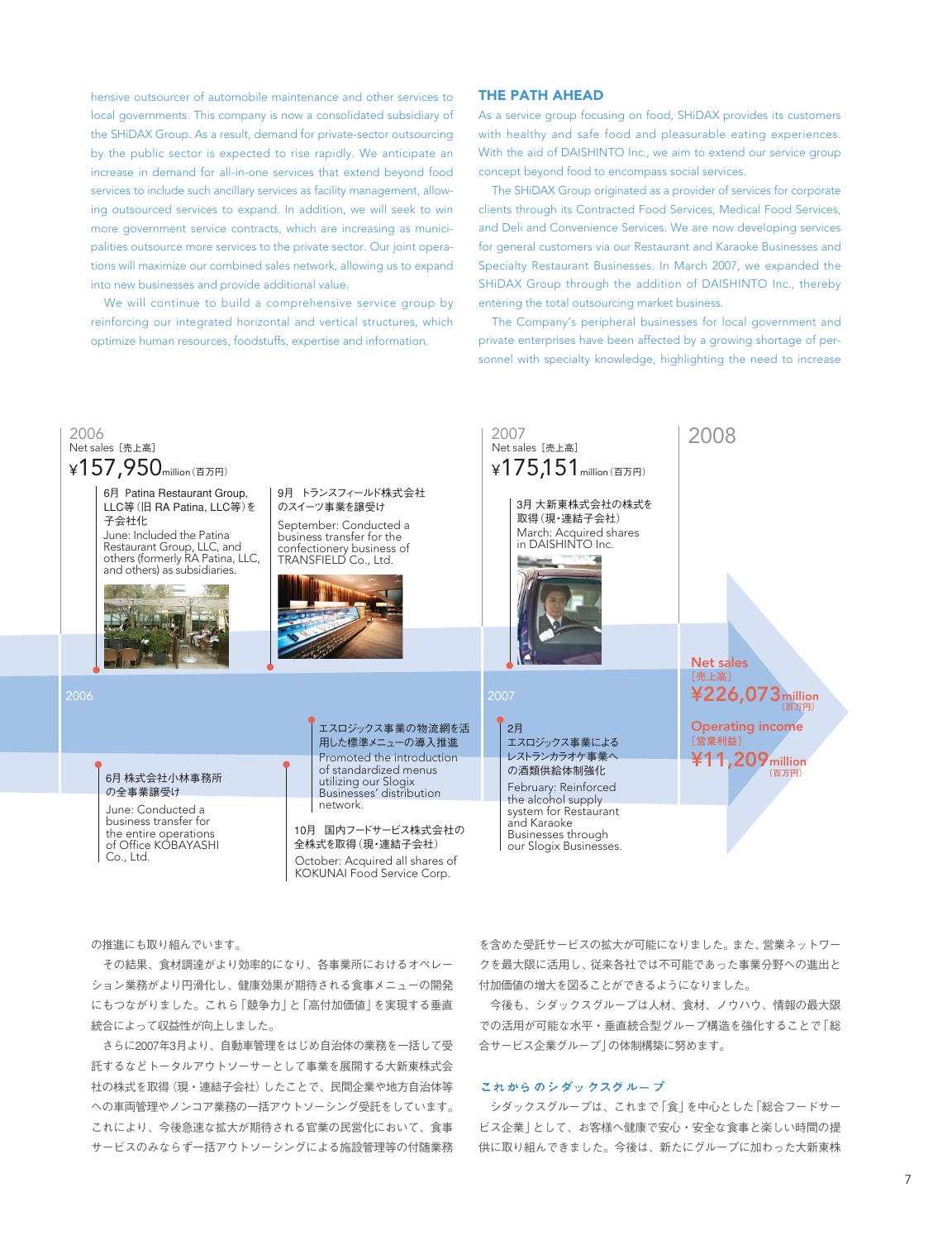hensive outsourcer of automobile maintenance and other services to local governments. This company is now a consolidated subsidiary of the SHiDAX Group. As a result, demand for private-sector outsourcing by the public sector is expected to rise rapidly. We anticipate an increase in demand for all-in-one services that extend beyond food services to include such ancillary services as facility management, allowing outsourced services to expand. In addition, we will seek to win more government service contracts, which are increasing as municipalities outsource more services to the private sector. Our joint operations will maximize our combined sales network, allowing us to expand into new businesses and provide additional value.

We will continue to build a comprehensive service group by reinforcing our integrated horizontal and vertical structures, which optimize human resources, foodstuffs, expertise and information.

## THE PATH AHEAD

As a service group focusing on food, SHiDAX provides its customers with healthy and safe food and pleasurable eating experiences. With the aid of DAISHINTO Inc., we aim to extend our service group concept beyond food to encompass social services.

The SHiDAX Group originated as a provider of services for corporate clients through its Contracted Food Services, Medical Food Services, and Deli and Convenience Services. We are now developing services for general customers via our Restaurant and Karaoke Businesses and Specialty Restaurant Businesses. In March 2007, we expanded the SHiDAX Group through the addition of DAISHINTO Inc., thereby entering the total outsourcing market business.

The Company's peripheral businesses for local government and private enterprises have been affected by a growing shortage of personnel with specialty knowledge, highlighting the need to increase

**2006**
Net sales［売上高］
¥157,950 million（百万円）

- 6月 Patina Restaurant Group, LLC等（旧 RA Patina, LLC等）を子会社化
  June: Included the Patina Restaurant Group, LLC, and others (formerly RA Patina, LLC, and others) as subsidiaries.
- 9月 トランスフィールド株式会社のスイーツ事業を譲受け
  September: Conducted a business transfer for the confectionery business of TRANSFIELD Co., Ltd.
- 6月 株式会社小林事務所の全事業譲受け
  June: Conducted a business transfer for the entire operations of Office KOBAYASHI Co., Ltd.
- エスロジックス事業の物流網を活用した標準メニューの導入推進
  Promoted the introduction of standardized menus utilizing our Slogix Businesses' distribution network.
- 10月 国内フードサービス株式会社の全株式を取得（現・連結子会社）
  October: Acquired all shares of KOKUNAI Food Service Corp.

**2007**
Net sales［売上高］
¥175,151 million（百万円）

- 3月 大新東株式会社の株式を取得（現・連結子会社）
  March: Acquired shares in DAISHINTO Inc.
- 2月 エスロジックス事業によるレストランカラオケ事業への酒類供給体制強化
  February: Reinforced the alcohol supply system for Restaurant and Karaoke Businesses through our Slogix Businesses.

**2008**
Net sales［売上高］
¥226,073 million（百万円）
Operating income［営業利益］
¥11,209 million（百万円）

の推進にも取り組んでいます。

その結果、食材調達がより効率的になり、各事業所におけるオペレーション業務がより円滑化し、健康効果が期待される食事メニューの開発にもつながりました。これら「競争力」と「高付加価値」を実現する垂直統合によって収益性が向上しました。

さらに2007年3月より、自動車管理をはじめ自治体の業務を一括して受託するなどトータルアウトソーサーとして事業を展開する大新東株式会社の株式を取得（現・連結子会社）したことで、民間企業や地方自治体等への車両管理やノンコア業務の一括アウトソーシング受託をしています。これにより、今後急速な拡大が期待される官業の民営化において、食事サービスのみならず一括アウトソーシングによる施設管理等の付随業務を含めた受託サービスの拡大が可能になりました。また、営業ネットワークを最大限に活用し、従来各社では不可能であった事業分野への進出と付加価値の増大を図ることができるようになりました。

今後も、シダックスグループは人材、食材、ノウハウ、情報の最大限での活用が可能な水平・垂直統合型グループ構造を強化することで「総合サービス企業グループ」の体制構築に努めます。

## これからのシダックスグループ

シダックスグループは、これまで「食」を中心とした「総合フードサービス企業」として、お客様へ健康で安心・安全な食事と楽しい時間の提供に取り組んできました。今後は、新たにグループに加わった大新東株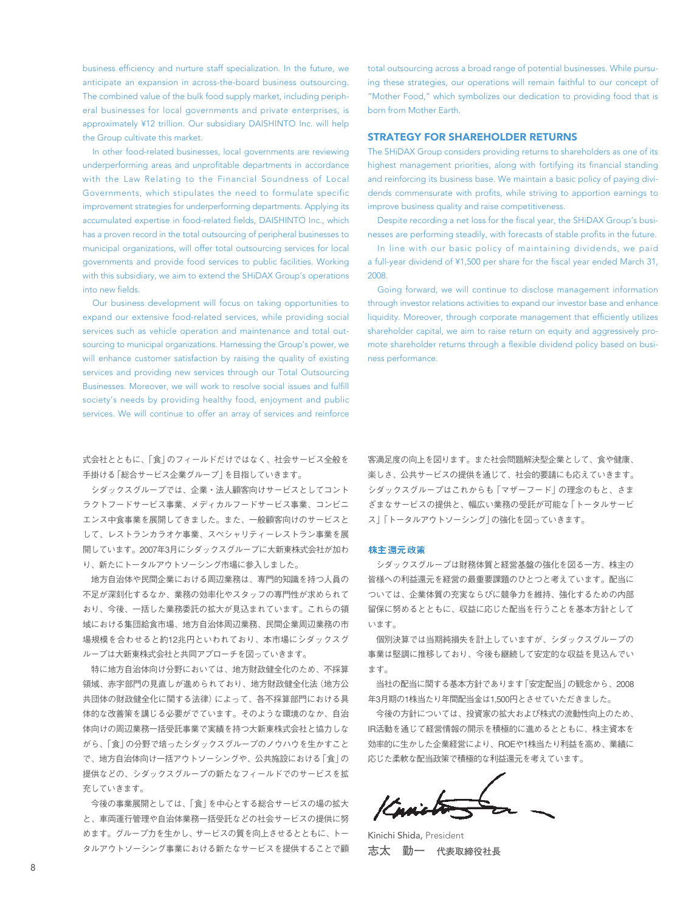business efficiency and nurture staff specialization. In the future, we anticipate an expansion in across-the-board business outsourcing. The combined value of the bulk food supply market, including peripheral businesses for local governments and private enterprises, is approximately ¥12 trillion. Our subsidiary DAISHINTO Inc. will help the Group cultivate this market.

In other food-related businesses, local governments are reviewing underperforming areas and unprofitable departments in accordance with the Law Relating to the Financial Soundness of Local Governments, which stipulates the need to formulate specific improvement strategies for underperforming departments. Applying its accumulated expertise in food-related fields, DAISHINTO Inc., which has a proven record in the total outsourcing of peripheral businesses to municipal organizations, will offer total outsourcing services for local governments and provide food services to public facilities. Working with this subsidiary, we aim to extend the SHiDAX Group's operations into new fields.

Our business development will focus on taking opportunities to expand our extensive food-related services, while providing social services such as vehicle operation and maintenance and total outsourcing to municipal organizations. Harnessing the Group's power, we will enhance customer satisfaction by raising the quality of existing services and providing new services through our Total Outsourcing Businesses. Moreover, we will work to resolve social issues and fulfill society's needs by providing healthy food, enjoyment and public services. We will continue to offer an array of services and reinforce total outsourcing across a broad range of potential businesses. While pursuing these strategies, our operations will remain faithful to our concept of "Mother Food," which symbolizes our dedication to providing food that is born from Mother Earth.

## STRATEGY FOR SHAREHOLDER RETURNS

The SHiDAX Group considers providing returns to shareholders as one of its highest management priorities, along with fortifying its financial standing and reinforcing its business base. We maintain a basic policy of paying dividends commensurate with profits, while striving to apportion earnings to improve business quality and raise competitiveness.

Despite recording a net loss for the fiscal year, the SHiDAX Group's businesses are performing steadily, with forecasts of stable profits in the future.

In line with our basic policy of maintaining dividends, we paid a full-year dividend of ¥1,500 per share for the fiscal year ended March 31, 2008.

Going forward, we will continue to disclose management information through investor relations activities to expand our investor base and enhance liquidity. Moreover, through corporate management that efficiently utilizes shareholder capital, we aim to raise return on equity and aggressively promote shareholder returns through a flexible dividend policy based on business performance.

式会社とともに、「食」のフィールドだけではなく、社会サービス全般を手掛ける「総合サービス企業グループ」を目指していきます。

シダックスグループでは、企業・法人顧客向けサービスとしてコントラクトフードサービス事業、メディカルフードサービス事業、コンビニエンス中食事業を展開してきました。また、一般顧客向けのサービスとして、レストランカラオケ事業、スペシャリティーレストラン事業を展開しています。2007年3月にシダックスグループに大新東株式会社が加わり、新たにトータルアウトソーシング市場に参入しました。

地方自治体や民間企業における周辺業務は、専門的知識を持つ人員の不足が深刻化するなか、業務の効率化やスタッフの専門性が求められており、今後、一括した業務委託の拡大が見込まれています。これらの領域における集団給食市場、地方自治体周辺業務、民間企業周辺業務の市場規模を合わせると約12兆円といわれており、本市場にシダックスグループは大新東株式会社と共同アプローチを図っていきます。

特に地方自治体向け分野においては、地方財政健全化のため、不採算領域、赤字部門の見直しが進められており、地方財政健全化法（地方公共団体の財政健全化に関する法律）によって、各不採算部門における具体的な改善策を講じる必要がでています。そのような環境のなか、自治体向けの周辺業務一括受託事業で実績を持つ大新東株式会社と協力しながら、「食」の分野で培ったシダックスグループのノウハウを生かすことで、地方自治体向け一括アウトソーシングや、公共施設における「食」の提供などの、シダックスグループの新たなフィールドでのサービスを拡充していきます。

今後の事業展開としては、「食」を中心とする総合サービスの場の拡大と、車両運行管理や自治体業務一括受託などの社会サービスの提供に努めます。グループ力を生かし、サービスの質を向上させるとともに、トータルアウトソーシング事業における新たなサービスを提供することで顧客満足度の向上を図ります。また社会問題解決型企業として、食や健康、楽しさ、公共サービスの提供を通じて、社会的要請にも応えていきます。シダックスグループはこれからも「マザーフード」の理念のもと、さまざまなサービスの提供と、幅広い業務の受託が可能な「トータルサービス」「トータルアウトソーシング」の強化を図っていきます。

## 株主還元政策

シダックスグループは財務体質と経営基盤の強化を図る一方、株主の皆様への利益還元を経営の最重要課題のひとつと考えています。配当については、企業体質の充実ならびに競争力を維持、強化するための内部留保に努めるとともに、収益に応じた配当を行うことを基本方針としています。

個別決算では当期純損失を計上していますが、シダックスグループの事業は堅調に推移しており、今後も継続して安定的な収益を見込んでいます。

当社の配当に関する基本方針であります「安定配当」の観念から、2008年3月期の1株当たり年間配当金は1,500円とさせていただきました。

今後の方針については、投資家の拡大および株式の流動性向上のため、IR活動を通じて経営情報の開示を積極的に進めるとともに、株主資本を効率的に生かした企業経営により、ROEや1株当たり利益を高め、業績に応じた柔軟な配当政策で積極的な利益還元を考えています。

Kinichi Shida, President
志太　勤一　代表取締役社長